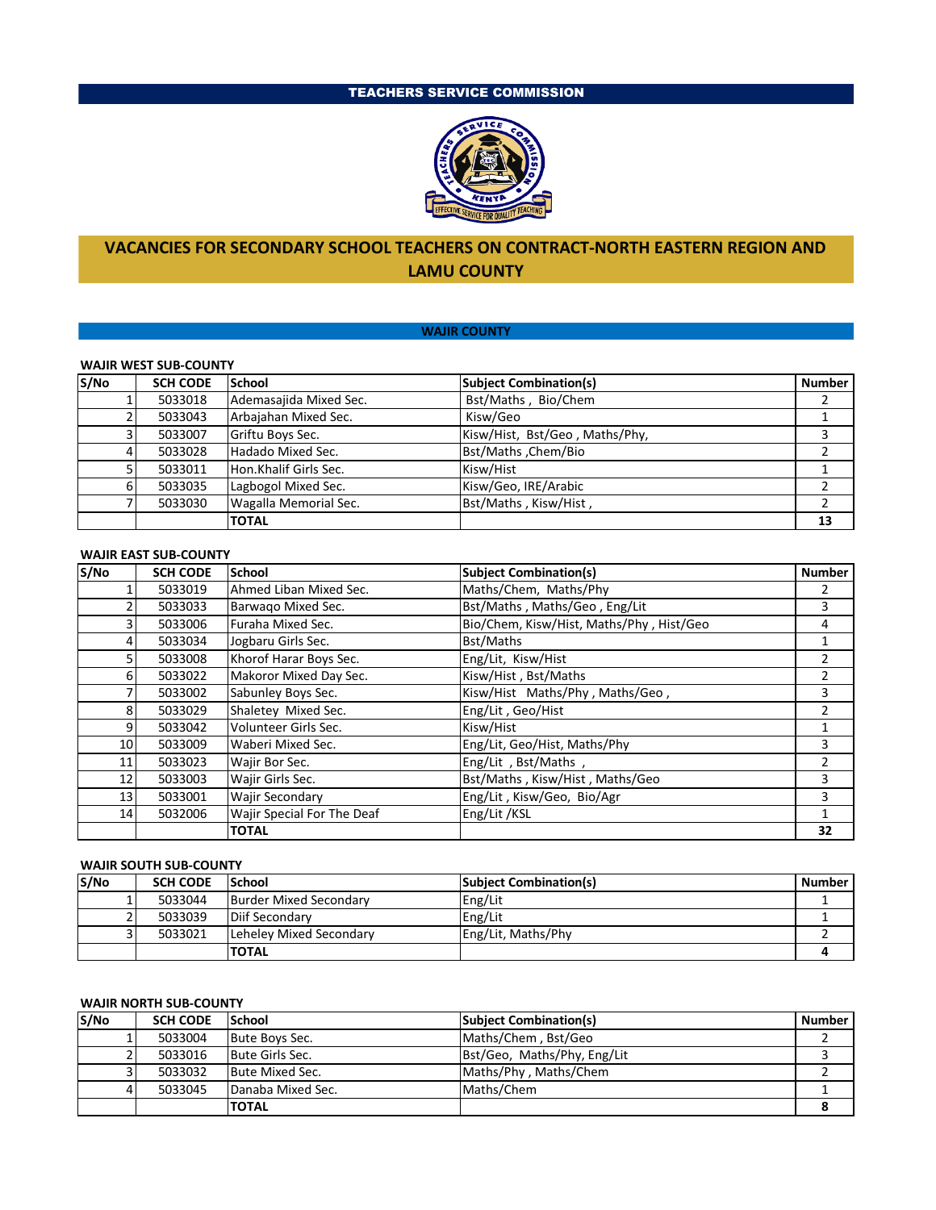# TEACHERS SERVICE COMMISSION

## VACANCIES FOR SECONDARY SCHOOL TEACHERS ON CONTRACT-NORTH EASTERN REGION AND LAMU COUNTY

## WAJIR COUNTY

### WAJIR WEST SUB-COUNTY

| S/No | SCH CODE | School | Subject Combination(s) | Number |
|---|---|---|---|---|
| 1 | 5033018 | Ademasajida Mixed Sec. | Bst/Maths , Bio/Chem | 2 |
| 2 | 5033043 | Arbajahan Mixed Sec. | Kisw/Geo | 1 |
| 3 | 5033007 | Griftu Boys Sec. | Kisw/Hist, Bst/Geo , Maths/Phy, | 3 |
| 4 | 5033028 | Hadado Mixed Sec. | Bst/Maths ,Chem/Bio | 2 |
| 5 | 5033011 | Hon.Khalif Girls Sec. | Kisw/Hist | 1 |
| 6 | 5033035 | Lagbogol Mixed Sec. | Kisw/Geo, IRE/Arabic | 2 |
| 7 | 5033030 | Wagalla Memorial Sec. | Bst/Maths , Kisw/Hist , | 2 |
| | | **TOTAL** | | **13** |

### WAJIR EAST SUB-COUNTY

| S/No | SCH CODE | School | Subject Combination(s) | Number |
|---|---|---|---|---|
| 1 | 5033019 | Ahmed Liban Mixed Sec. | Maths/Chem, Maths/Phy | 2 |
| 2 | 5033033 | Barwaqo Mixed Sec. | Bst/Maths , Maths/Geo , Eng/Lit | 3 |
| 3 | 5033006 | Furaha Mixed Sec. | Bio/Chem, Kisw/Hist, Maths/Phy , Hist/Geo | 4 |
| 4 | 5033034 | Jogbaru Girls Sec. | Bst/Maths | 1 |
| 5 | 5033008 | Khorof Harar Boys Sec. | Eng/Lit, Kisw/Hist | 2 |
| 6 | 5033022 | Makoror Mixed Day Sec. | Kisw/Hist , Bst/Maths | 2 |
| 7 | 5033002 | Sabunley Boys Sec. | Kisw/Hist Maths/Phy , Maths/Geo , | 3 |
| 8 | 5033029 | Shaletey Mixed Sec. | Eng/Lit , Geo/Hist | 2 |
| 9 | 5033042 | Volunteer Girls Sec. | Kisw/Hist | 1 |
| 10 | 5033009 | Waberi Mixed Sec. | Eng/Lit, Geo/Hist, Maths/Phy | 3 |
| 11 | 5033023 | Wajir Bor Sec. | Eng/Lit , Bst/Maths , | 2 |
| 12 | 5033003 | Wajir Girls Sec. | Bst/Maths , Kisw/Hist , Maths/Geo | 3 |
| 13 | 5033001 | Wajir Secondary | Eng/Lit , Kisw/Geo, Bio/Agr | 3 |
| 14 | 5032006 | Wajir Special For The Deaf | Eng/Lit /KSL | 1 |
| | | **TOTAL** | | **32** |

### WAJIR SOUTH SUB-COUNTY

| S/No | SCH CODE | School | Subject Combination(s) | Number |
|---|---|---|---|---|
| 1 | 5033044 | Burder Mixed Secondary | Eng/Lit | 1 |
| 2 | 5033039 | Diif Secondary | Eng/Lit | 1 |
| 3 | 5033021 | Leheley Mixed Secondary | Eng/Lit, Maths/Phy | 2 |
| | | **TOTAL** | | **4** |

### WAJIR NORTH SUB-COUNTY

| S/No | SCH CODE | School | Subject Combination(s) | Number |
|---|---|---|---|---|
| 1 | 5033004 | Bute Boys Sec. | Maths/Chem , Bst/Geo | 2 |
| 2 | 5033016 | Bute Girls Sec. | Bst/Geo, Maths/Phy, Eng/Lit | 3 |
| 3 | 5033032 | Bute Mixed Sec. | Maths/Phy , Maths/Chem | 2 |
| 4 | 5033045 | Danaba Mixed Sec. | Maths/Chem | 1 |
| | | **TOTAL** | | **8** |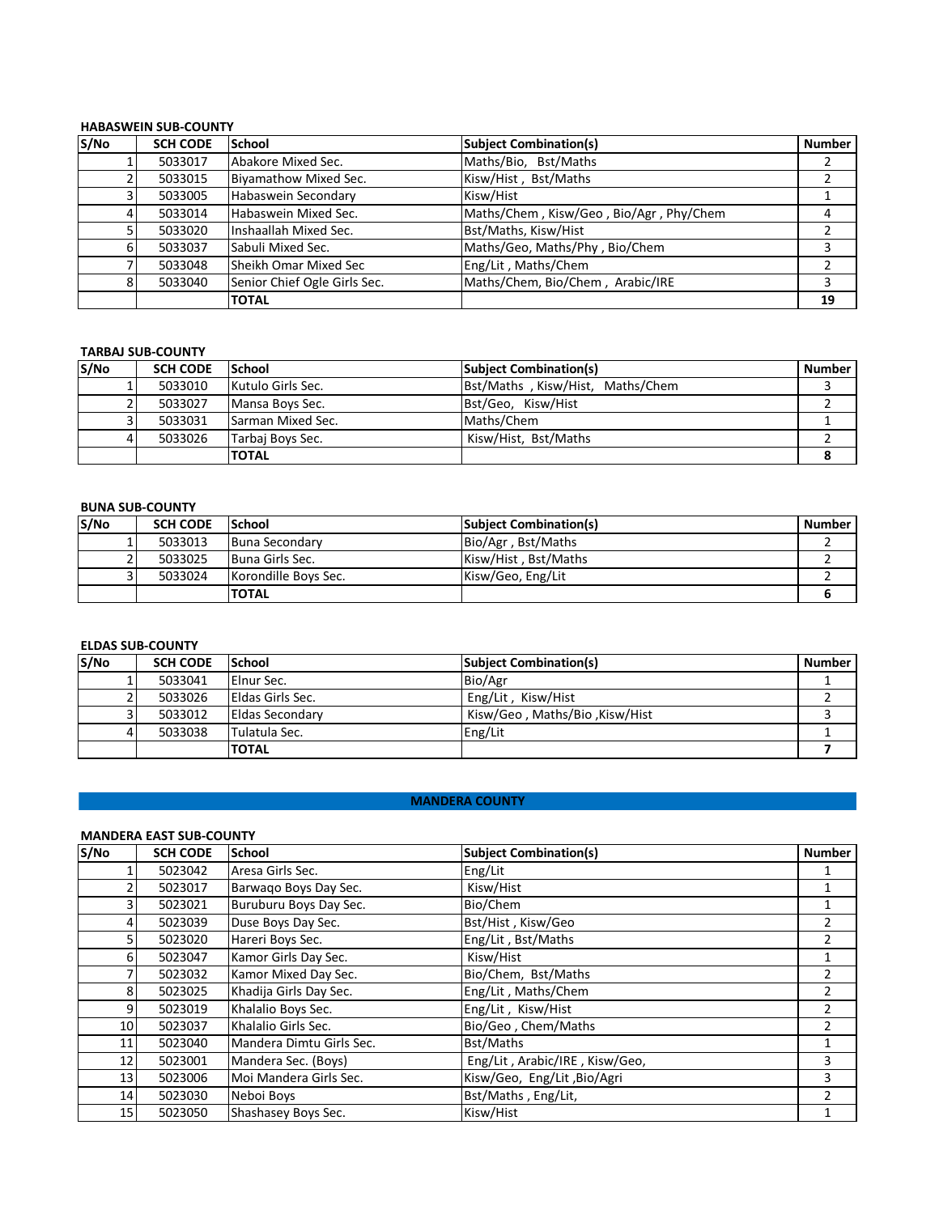### HABASWEIN SUB-COUNTY

| S/No | SCH CODE | School | Subject Combination(s) | Number |
|---|---|---|---|---|
| 1 | 5033017 | Abakore Mixed Sec. | Maths/Bio, Bst/Maths | 2 |
| 2 | 5033015 | Biyamathow Mixed Sec. | Kisw/Hist , Bst/Maths | 2 |
| 3 | 5033005 | Habaswein Secondary | Kisw/Hist | 1 |
| 4 | 5033014 | Habaswein Mixed Sec. | Maths/Chem , Kisw/Geo , Bio/Agr , Phy/Chem | 4 |
| 5 | 5033020 | Inshaallah Mixed Sec. | Bst/Maths, Kisw/Hist | 2 |
| 6 | 5033037 | Sabuli Mixed Sec. | Maths/Geo, Maths/Phy , Bio/Chem | 3 |
| 7 | 5033048 | Sheikh Omar Mixed Sec | Eng/Lit , Maths/Chem | 2 |
| 8 | 5033040 | Senior Chief Ogle Girls Sec. | Maths/Chem, Bio/Chem , Arabic/IRE | 3 |
| | | **TOTAL** | | **19** |

### TARBAJ SUB-COUNTY

| S/No | SCH CODE | School | Subject Combination(s) | Number |
|---|---|---|---|---|
| 1 | 5033010 | Kutulo Girls Sec. | Bst/Maths , Kisw/Hist, Maths/Chem | 3 |
| 2 | 5033027 | Mansa Boys Sec. | Bst/Geo, Kisw/Hist | 2 |
| 3 | 5033031 | Sarman Mixed Sec. | Maths/Chem | 1 |
| 4 | 5033026 | Tarbaj Boys Sec. | Kisw/Hist, Bst/Maths | 2 |
| | | **TOTAL** | | **8** |

### BUNA SUB-COUNTY

| S/No | SCH CODE | School | Subject Combination(s) | Number |
|---|---|---|---|---|
| 1 | 5033013 | Buna Secondary | Bio/Agr , Bst/Maths | 2 |
| 2 | 5033025 | Buna Girls Sec. | Kisw/Hist , Bst/Maths | 2 |
| 3 | 5033024 | Korondille Boys Sec. | Kisw/Geo, Eng/Lit | 2 |
| | | **TOTAL** | | **6** |

### ELDAS SUB-COUNTY

| S/No | SCH CODE | School | Subject Combination(s) | Number |
|---|---|---|---|---|
| 1 | 5033041 | Elnur Sec. | Bio/Agr | 1 |
| 2 | 5033026 | Eldas Girls Sec. | Eng/Lit , Kisw/Hist | 2 |
| 3 | 5033012 | Eldas Secondary | Kisw/Geo , Maths/Bio ,Kisw/Hist | 3 |
| 4 | 5033038 | Tulatula Sec. | Eng/Lit | 1 |
| | | **TOTAL** | | **7** |

## MANDERA COUNTY

### MANDERA EAST SUB-COUNTY

| S/No | SCH CODE | School | Subject Combination(s) | Number |
|---|---|---|---|---|
| 1 | 5023042 | Aresa Girls Sec. | Eng/Lit | 1 |
| 2 | 5023017 | Barwaqo Boys Day Sec. | Kisw/Hist | 1 |
| 3 | 5023021 | Buruburu Boys Day Sec. | Bio/Chem | 1 |
| 4 | 5023039 | Duse Boys Day Sec. | Bst/Hist , Kisw/Geo | 2 |
| 5 | 5023020 | Hareri Boys Sec. | Eng/Lit , Bst/Maths | 2 |
| 6 | 5023047 | Kamor Girls Day Sec. | Kisw/Hist | 1 |
| 7 | 5023032 | Kamor Mixed Day Sec. | Bio/Chem, Bst/Maths | 2 |
| 8 | 5023025 | Khadija Girls Day Sec. | Eng/Lit , Maths/Chem | 2 |
| 9 | 5023019 | Khalalio Boys Sec. | Eng/Lit , Kisw/Hist | 2 |
| 10 | 5023037 | Khalalio Girls Sec. | Bio/Geo , Chem/Maths | 2 |
| 11 | 5023040 | Mandera Dimtu Girls Sec. | Bst/Maths | 1 |
| 12 | 5023001 | Mandera Sec. (Boys) | Eng/Lit , Arabic/IRE , Kisw/Geo, | 3 |
| 13 | 5023006 | Moi Mandera Girls Sec. | Kisw/Geo, Eng/Lit ,Bio/Agri | 3 |
| 14 | 5023030 | Neboi Boys | Bst/Maths , Eng/Lit, | 2 |
| 15 | 5023050 | Shashasey Boys Sec. | Kisw/Hist | 1 |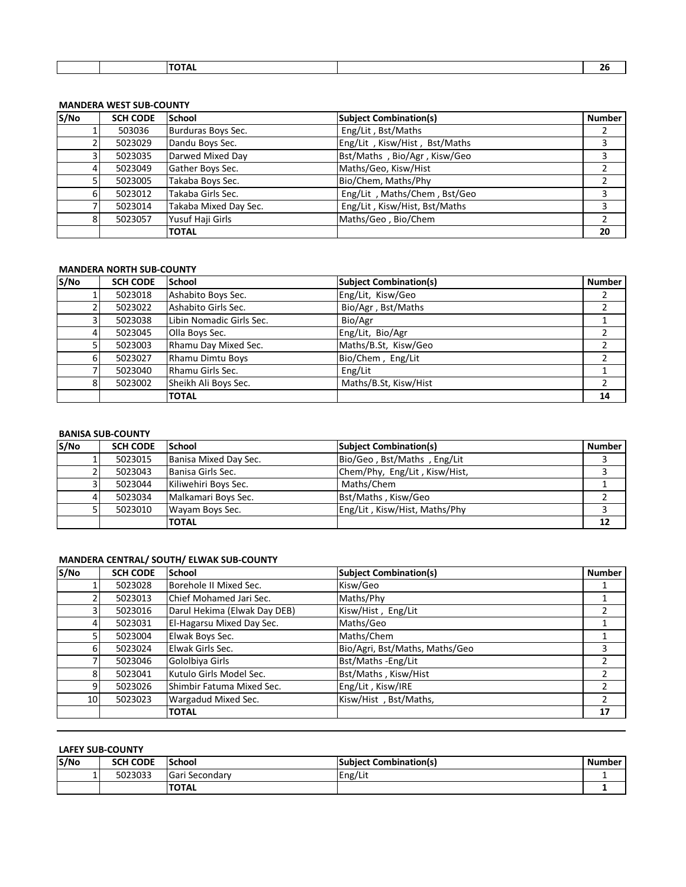| | | TOTAL | | 26 |
|---|---|---|---|---|

**MANDERA WEST SUB-COUNTY**

| S/No | SCH CODE | School | Subject Combination(s) | Number |
|---|---|---|---|---|
| 1 | 503036 | Burduras Boys Sec. | Eng/Lit , Bst/Maths | 2 |
| 2 | 5023029 | Dandu Boys Sec. | Eng/Lit , Kisw/Hist , Bst/Maths | 3 |
| 3 | 5023035 | Darwed Mixed Day | Bst/Maths , Bio/Agr , Kisw/Geo | 3 |
| 4 | 5023049 | Gather Boys Sec. | Maths/Geo, Kisw/Hist | 2 |
| 5 | 5023005 | Takaba Boys Sec. | Bio/Chem, Maths/Phy | 2 |
| 6 | 5023012 | Takaba Girls Sec. | Eng/Lit , Maths/Chem , Bst/Geo | 3 |
| 7 | 5023014 | Takaba Mixed Day Sec. | Eng/Lit , Kisw/Hist, Bst/Maths | 3 |
| 8 | 5023057 | Yusuf Haji Girls | Maths/Geo , Bio/Chem | 2 |
| | | **TOTAL** | | **20** |

**MANDERA NORTH SUB-COUNTY**

| S/No | SCH CODE | School | Subject Combination(s) | Number |
|---|---|---|---|---|
| 1 | 5023018 | Ashabito Boys Sec. | Eng/Lit, Kisw/Geo | 2 |
| 2 | 5023022 | Ashabito Girls Sec. | Bio/Agr , Bst/Maths | 2 |
| 3 | 5023038 | Libin Nomadic Girls Sec. | Bio/Agr | 1 |
| 4 | 5023045 | Olla Boys Sec. | Eng/Lit, Bio/Agr | 2 |
| 5 | 5023003 | Rhamu Day Mixed Sec. | Maths/B.St, Kisw/Geo | 2 |
| 6 | 5023027 | Rhamu Dimtu Boys | Bio/Chem , Eng/Lit | 2 |
| 7 | 5023040 | Rhamu Girls Sec. | Eng/Lit | 1 |
| 8 | 5023002 | Sheikh Ali Boys Sec. | Maths/B.St, Kisw/Hist | 2 |
| | | **TOTAL** | | **14** |

**BANISA SUB-COUNTY**

| S/No | SCH CODE | School | Subject Combination(s) | Number |
|---|---|---|---|---|
| 1 | 5023015 | Banisa Mixed Day Sec. | Bio/Geo , Bst/Maths , Eng/Lit | 3 |
| 2 | 5023043 | Banisa Girls Sec. | Chem/Phy, Eng/Lit , Kisw/Hist, | 3 |
| 3 | 5023044 | Kiliwehiri Boys Sec. | Maths/Chem | 1 |
| 4 | 5023034 | Malkamari Boys Sec. | Bst/Maths , Kisw/Geo | 2 |
| 5 | 5023010 | Wayam Boys Sec. | Eng/Lit , Kisw/Hist, Maths/Phy | 3 |
| | | **TOTAL** | | **12** |

**MANDERA CENTRAL/ SOUTH/ ELWAK SUB-COUNTY**

| S/No | SCH CODE | School | Subject Combination(s) | Number |
|---|---|---|---|---|
| 1 | 5023028 | Borehole II Mixed Sec. | Kisw/Geo | 1 |
| 2 | 5023013 | Chief Mohamed Jari Sec. | Maths/Phy | 1 |
| 3 | 5023016 | Darul Hekima (Elwak Day DEB) | Kisw/Hist , Eng/Lit | 2 |
| 4 | 5023031 | El-Hagarsu Mixed Day Sec. | Maths/Geo | 1 |
| 5 | 5023004 | Elwak Boys Sec. | Maths/Chem | 1 |
| 6 | 5023024 | Elwak Girls Sec. | Bio/Agri, Bst/Maths, Maths/Geo | 3 |
| 7 | 5023046 | Gololbiya Girls | Bst/Maths -Eng/Lit | 2 |
| 8 | 5023041 | Kutulo Girls Model Sec. | Bst/Maths , Kisw/Hist | 2 |
| 9 | 5023026 | Shimbir Fatuma Mixed Sec. | Eng/Lit , Kisw/IRE | 2 |
| 10 | 5023023 | Wargadud Mixed Sec. | Kisw/Hist , Bst/Maths, | 2 |
| | | **TOTAL** | | **17** |

**LAFEY SUB-COUNTY**

| S/No | SCH CODE | School | Subject Combination(s) | Number |
|---|---|---|---|---|
| 1 | 5023033 | Gari Secondary | Eng/Lit | 1 |
| | | **TOTAL** | | **1** |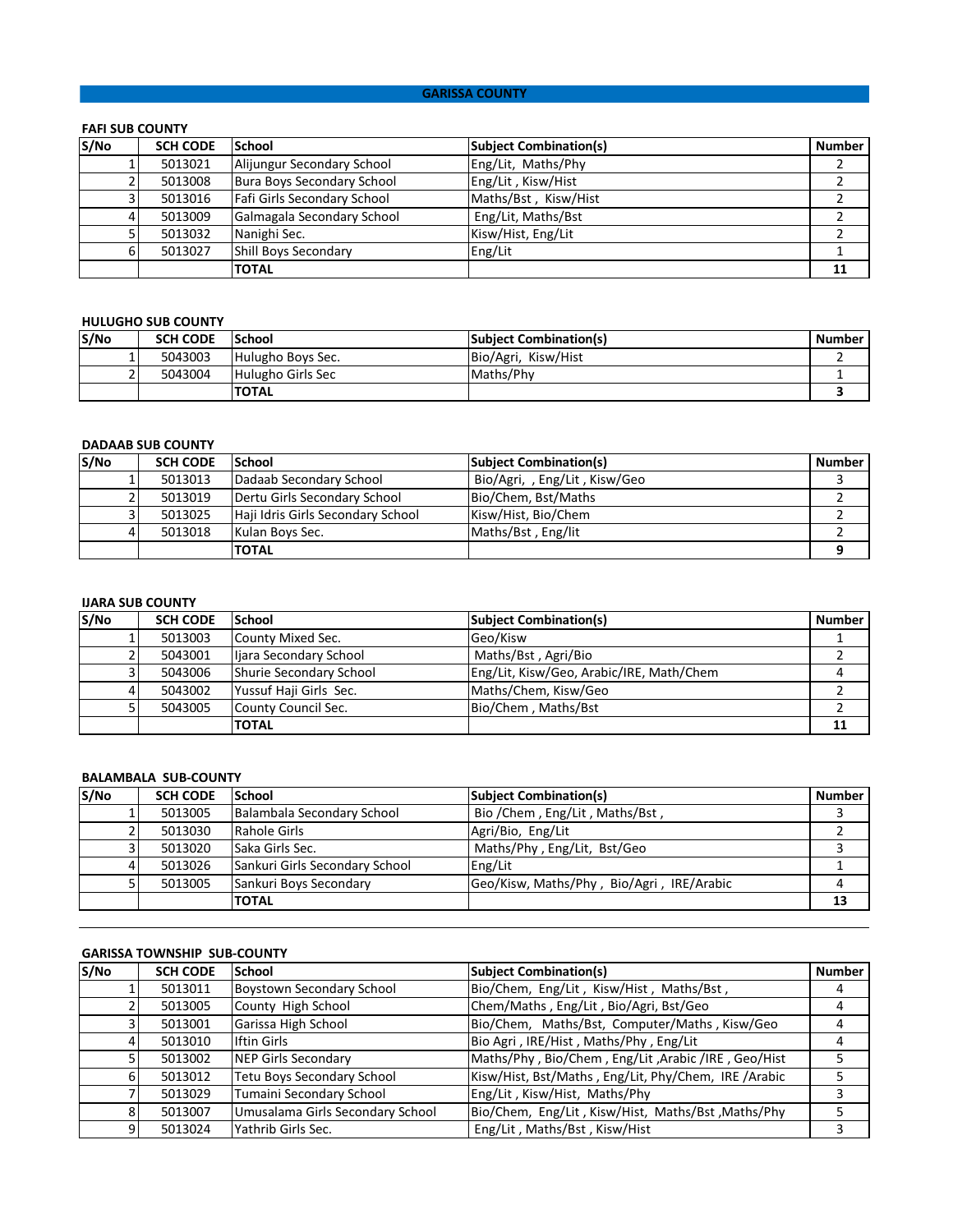## GARISSA COUNTY

### FAFI SUB COUNTY

| S/No | SCH CODE | School | Subject Combination(s) | Number |
|---|---|---|---|---|
| 1 | 5013021 | Alijungur Secondary School | Eng/Lit, Maths/Phy | 2 |
| 2 | 5013008 | Bura Boys Secondary School | Eng/Lit , Kisw/Hist | 2 |
| 3 | 5013016 | Fafi Girls Secondary School | Maths/Bst , Kisw/Hist | 2 |
| 4 | 5013009 | Galmagala Secondary School | Eng/Lit, Maths/Bst | 2 |
| 5 | 5013032 | Nanighi Sec. | Kisw/Hist, Eng/Lit | 2 |
| 6 | 5013027 | Shill Boys Secondary | Eng/Lit | 1 |
| | | **TOTAL** | | **11** |

### HULUGHO SUB COUNTY

| S/No | SCH CODE | School | Subject Combination(s) | Number |
|---|---|---|---|---|
| 1 | 5043003 | Hulugho Boys Sec. | Bio/Agri, Kisw/Hist | 2 |
| 2 | 5043004 | Hulugho Girls Sec | Maths/Phy | 1 |
| | | **TOTAL** | | **3** |

### DADAAB SUB COUNTY

| S/No | SCH CODE | School | Subject Combination(s) | Number |
|---|---|---|---|---|
| 1 | 5013013 | Dadaab Secondary School | Bio/Agri, , Eng/Lit , Kisw/Geo | 3 |
| 2 | 5013019 | Dertu Girls Secondary School | Bio/Chem, Bst/Maths | 2 |
| 3 | 5013025 | Haji Idris Girls Secondary School | Kisw/Hist, Bio/Chem | 2 |
| 4 | 5013018 | Kulan Boys Sec. | Maths/Bst , Eng/lit | 2 |
| | | **TOTAL** | | **9** |

### IJARA SUB COUNTY

| S/No | SCH CODE | School | Subject Combination(s) | Number |
|---|---|---|---|---|
| 1 | 5013003 | County Mixed Sec. | Geo/Kisw | 1 |
| 2 | 5043001 | Ijara Secondary School | Maths/Bst , Agri/Bio | 2 |
| 3 | 5043006 | Shurie Secondary School | Eng/Lit, Kisw/Geo, Arabic/IRE, Math/Chem | 4 |
| 4 | 5043002 | Yussuf Haji Girls Sec. | Maths/Chem, Kisw/Geo | 2 |
| 5 | 5043005 | County Council Sec. | Bio/Chem , Maths/Bst | 2 |
| | | **TOTAL** | | **11** |

### BALAMBALA SUB-COUNTY

| S/No | SCH CODE | School | Subject Combination(s) | Number |
|---|---|---|---|---|
| 1 | 5013005 | Balambala Secondary School | Bio /Chem , Eng/Lit , Maths/Bst , | 3 |
| 2 | 5013030 | Rahole Girls | Agri/Bio, Eng/Lit | 2 |
| 3 | 5013020 | Saka Girls Sec. | Maths/Phy , Eng/Lit, Bst/Geo | 3 |
| 4 | 5013026 | Sankuri Girls Secondary School | Eng/Lit | 1 |
| 5 | 5013005 | Sankuri Boys Secondary | Geo/Kisw, Maths/Phy , Bio/Agri , IRE/Arabic | 4 |
| | | **TOTAL** | | **13** |

### GARISSA TOWNSHIP SUB-COUNTY

| S/No | SCH CODE | School | Subject Combination(s) | Number |
|---|---|---|---|---|
| 1 | 5013011 | Boystown Secondary School | Bio/Chem, Eng/Lit , Kisw/Hist , Maths/Bst , | 4 |
| 2 | 5013005 | County High School | Chem/Maths , Eng/Lit , Bio/Agri, Bst/Geo | 4 |
| 3 | 5013001 | Garissa High School | Bio/Chem, Maths/Bst, Computer/Maths , Kisw/Geo | 4 |
| 4 | 5013010 | Iftin Girls | Bio Agri , IRE/Hist , Maths/Phy , Eng/Lit | 4 |
| 5 | 5013002 | NEP Girls Secondary | Maths/Phy , Bio/Chem , Eng/Lit ,Arabic /IRE , Geo/Hist | 5 |
| 6 | 5013012 | Tetu Boys Secondary School | Kisw/Hist, Bst/Maths , Eng/Lit, Phy/Chem, IRE /Arabic | 5 |
| 7 | 5013029 | Tumaini Secondary School | Eng/Lit , Kisw/Hist, Maths/Phy | 3 |
| 8 | 5013007 | Umusalama Girls Secondary School | Bio/Chem, Eng/Lit , Kisw/Hist, Maths/Bst ,Maths/Phy | 5 |
| 9 | 5013024 | Yathrib Girls Sec. | Eng/Lit , Maths/Bst , Kisw/Hist | 3 |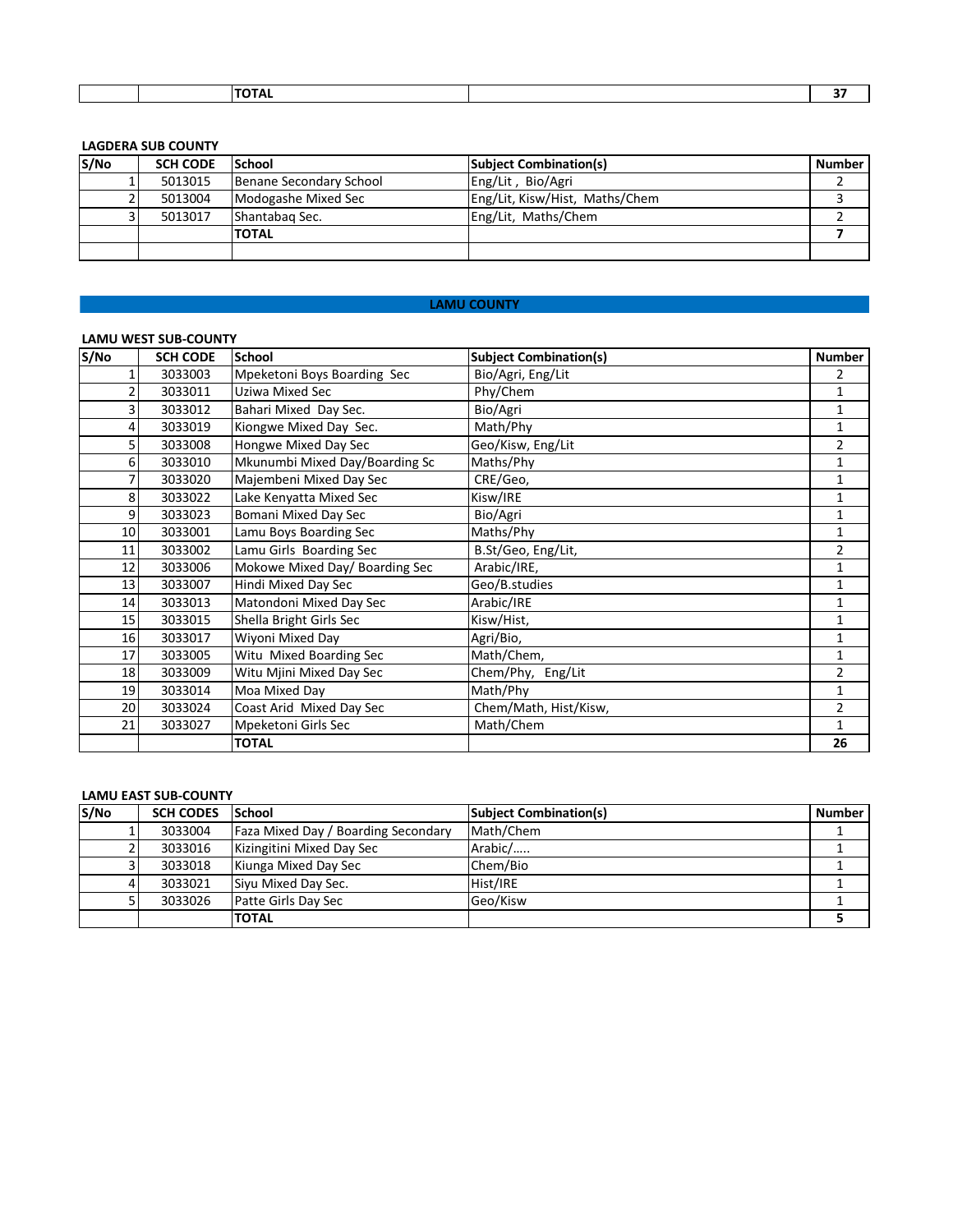| | | | | |
|---|---|---|---|---|
| | | **TOTAL** | | **37** |

**LAGDERA SUB COUNTY**

| S/No | SCH CODE | School | Subject Combination(s) | Number |
|---|---|---|---|---|
| 1 | 5013015 | Benane Secondary School | Eng/Lit , Bio/Agri | 2 |
| 2 | 5013004 | Modogashe Mixed Sec | Eng/Lit, Kisw/Hist, Maths/Chem | 3 |
| 3 | 5013017 | Shantabaq Sec. | Eng/Lit, Maths/Chem | 2 |
| | | **TOTAL** | | **7** |
| | | | | |

## LAMU COUNTY

**LAMU WEST SUB-COUNTY**

| S/No | SCH CODE | School | Subject Combination(s) | Number |
|---|---|---|---|---|
| 1 | 3033003 | Mpeketoni Boys Boarding Sec | Bio/Agri, Eng/Lit | 2 |
| 2 | 3033011 | Uziwa Mixed Sec | Phy/Chem | 1 |
| 3 | 3033012 | Bahari Mixed Day Sec. | Bio/Agri | 1 |
| 4 | 3033019 | Kiongwe Mixed Day Sec. | Math/Phy | 1 |
| 5 | 3033008 | Hongwe Mixed Day Sec | Geo/Kisw, Eng/Lit | 2 |
| 6 | 3033010 | Mkunumbi Mixed Day/Boarding Sc | Maths/Phy | 1 |
| 7 | 3033020 | Majembeni Mixed Day Sec | CRE/Geo, | 1 |
| 8 | 3033022 | Lake Kenyatta Mixed Sec | Kisw/IRE | 1 |
| 9 | 3033023 | Bomani Mixed Day Sec | Bio/Agri | 1 |
| 10 | 3033001 | Lamu Boys Boarding Sec | Maths/Phy | 1 |
| 11 | 3033002 | Lamu Girls Boarding Sec | B.St/Geo, Eng/Lit, | 2 |
| 12 | 3033006 | Mokowe Mixed Day/ Boarding Sec | Arabic/IRE, | 1 |
| 13 | 3033007 | Hindi Mixed Day Sec | Geo/B.studies | 1 |
| 14 | 3033013 | Matondoni Mixed Day Sec | Arabic/IRE | 1 |
| 15 | 3033015 | Shella Bright Girls Sec | Kisw/Hist, | 1 |
| 16 | 3033017 | Wiyoni Mixed Day | Agri/Bio, | 1 |
| 17 | 3033005 | Witu Mixed Boarding Sec | Math/Chem, | 1 |
| 18 | 3033009 | Witu Mjini Mixed Day Sec | Chem/Phy, Eng/Lit | 2 |
| 19 | 3033014 | Moa Mixed Day | Math/Phy | 1 |
| 20 | 3033024 | Coast Arid Mixed Day Sec | Chem/Math, Hist/Kisw, | 2 |
| 21 | 3033027 | Mpeketoni Girls Sec | Math/Chem | 1 |
| | | **TOTAL** | | **26** |

**LAMU EAST SUB-COUNTY**

| S/No | SCH CODES | School | Subject Combination(s) | Number |
|---|---|---|---|---|
| 1 | 3033004 | Faza Mixed Day / Boarding Secondary | Math/Chem | 1 |
| 2 | 3033016 | Kizingitini Mixed Day Sec | Arabic/….. | 1 |
| 3 | 3033018 | Kiunga Mixed Day Sec | Chem/Bio | 1 |
| 4 | 3033021 | Siyu Mixed Day Sec. | Hist/IRE | 1 |
| 5 | 3033026 | Patte Girls Day Sec | Geo/Kisw | 1 |
| | | **TOTAL** | | **5** |